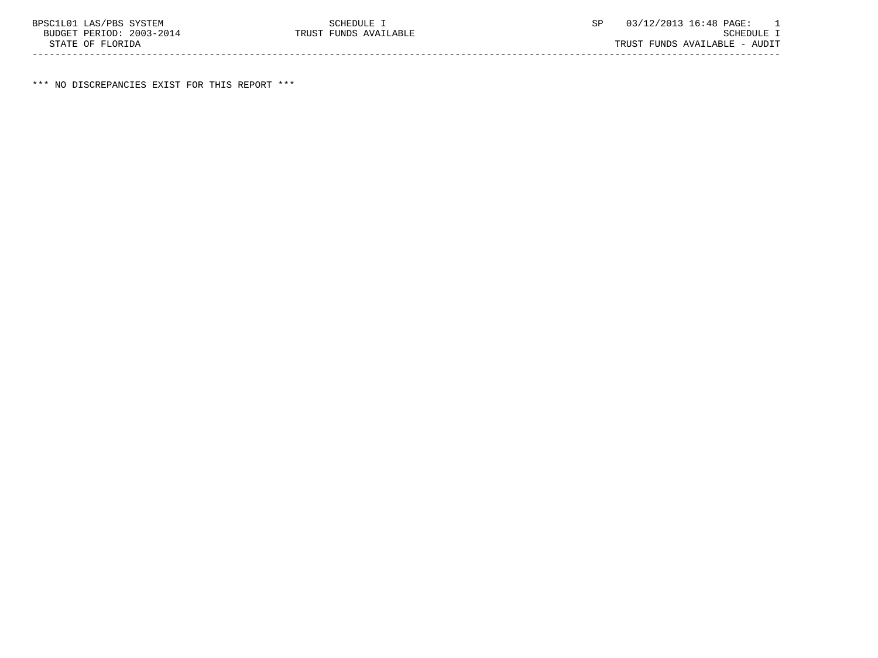BPSC1L01 LAS/PBS SYSTEM — SCHEDULE I — SP 03/12/2013 16:48

BUDGET PERIOD: 2003-2014 — TRUST FUNDS AVAILABLE — SCHEDULE I

STATE OF FLORIDA — TRUST FUNDS AVAILABLE - AUDIT

---

*** NO DISCREPANCIES EXIST FOR THIS REPORT ***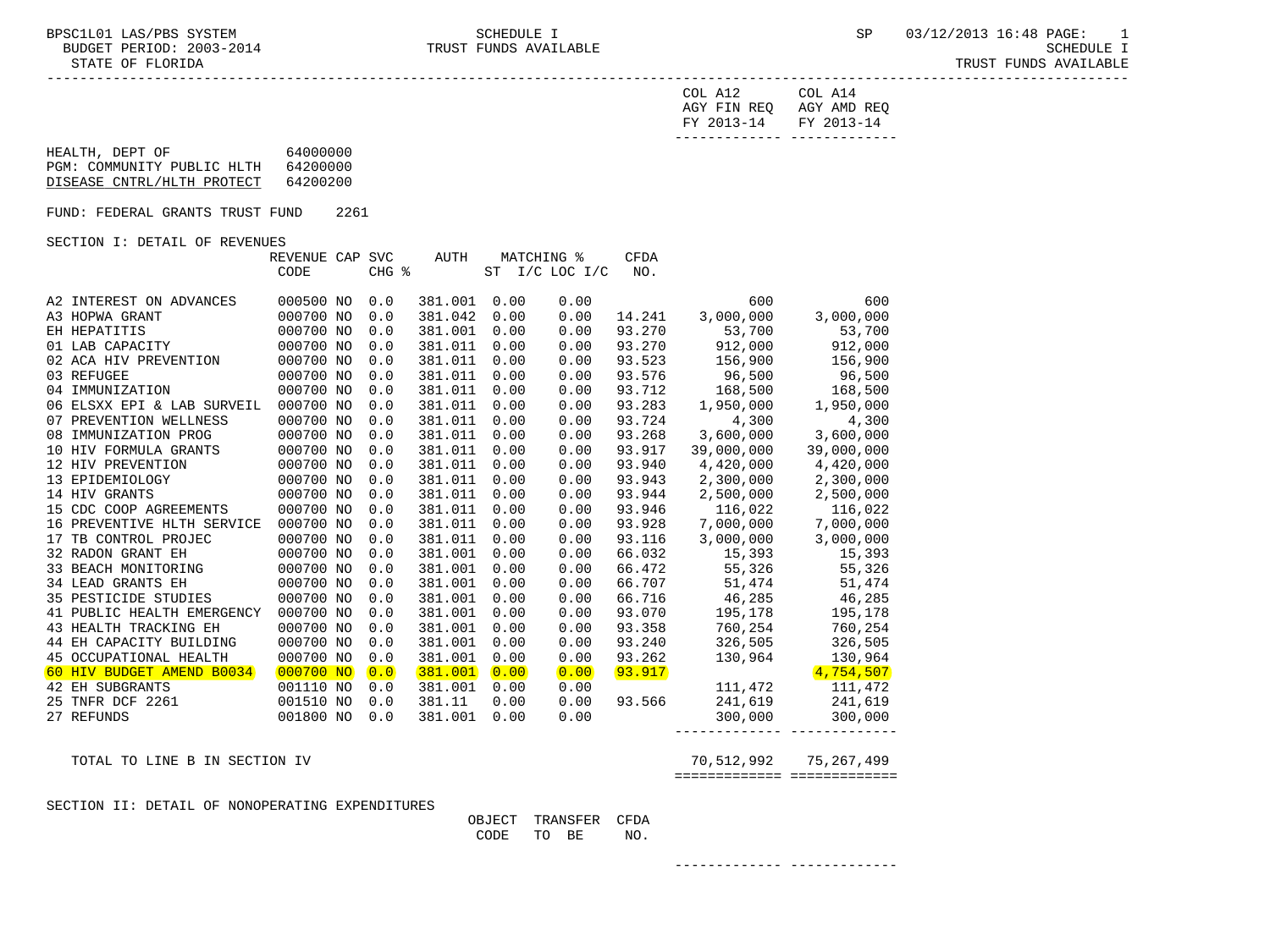SCHEDULE I
TRUST FUNDS AVAILABLE

BPSC1L01 LAS/PBS SYSTEM — BUDGET PERIOD: 2003-2014 — STATE OF FLORIDA — SP 03/12/2013 16:48

| | | | | | | | | COL A12 AGY FIN REQ FY 2013-14 | COL A14 AGY AMD REQ FY 2013-14 |
|---|---|---|---|---|---|---|---|---|---|

HEALTH, DEPT OF 64000000
PGM: COMMUNITY PUBLIC HLTH 64200000
DISEASE CNTRL/HLTH PROTECT 64200200

FUND: FEDERAL GRANTS TRUST FUND 2261

SECTION I: DETAIL OF REVENUES

| | REVENUE CODE | CAP | SVC CHG % | AUTH | MATCHING % ST | I/C LOC I/C | CFDA NO. | COL A12 AGY FIN REQ FY 2013-14 | COL A14 AGY AMD REQ FY 2013-14 |
|---|---|---|---|---|---|---|---|---|---|
| A2 INTEREST ON ADVANCES | 000500 | NO | 0.0 | 381.001 | 0.00 | 0.00 | | 600 | 600 |
| A3 HOPWA GRANT | 000700 | NO | 0.0 | 381.042 | 0.00 | 0.00 | 14.241 | 3,000,000 | 3,000,000 |
| EH HEPATITIS | 000700 | NO | 0.0 | 381.001 | 0.00 | 0.00 | 93.270 | 53,700 | 53,700 |
| 01 LAB CAPACITY | 000700 | NO | 0.0 | 381.011 | 0.00 | 0.00 | 93.270 | 912,000 | 912,000 |
| 02 ACA HIV PREVENTION | 000700 | NO | 0.0 | 381.011 | 0.00 | 0.00 | 93.523 | 156,900 | 156,900 |
| 03 REFUGEE | 000700 | NO | 0.0 | 381.011 | 0.00 | 0.00 | 93.576 | 96,500 | 96,500 |
| 04 IMMUNIZATION | 000700 | NO | 0.0 | 381.011 | 0.00 | 0.00 | 93.712 | 168,500 | 168,500 |
| 06 ELSXX EPI & LAB SURVEIL | 000700 | NO | 0.0 | 381.011 | 0.00 | 0.00 | 93.283 | 1,950,000 | 1,950,000 |
| 07 PREVENTION WELLNESS | 000700 | NO | 0.0 | 381.011 | 0.00 | 0.00 | 93.724 | 4,300 | 4,300 |
| 08 IMMUNIZATION PROG | 000700 | NO | 0.0 | 381.011 | 0.00 | 0.00 | 93.268 | 3,600,000 | 3,600,000 |
| 10 HIV FORMULA GRANTS | 000700 | NO | 0.0 | 381.011 | 0.00 | 0.00 | 93.917 | 39,000,000 | 39,000,000 |
| 12 HIV PREVENTION | 000700 | NO | 0.0 | 381.011 | 0.00 | 0.00 | 93.940 | 4,420,000 | 4,420,000 |
| 13 EPIDEMIOLOGY | 000700 | NO | 0.0 | 381.011 | 0.00 | 0.00 | 93.943 | 2,300,000 | 2,300,000 |
| 14 HIV GRANTS | 000700 | NO | 0.0 | 381.011 | 0.00 | 0.00 | 93.944 | 2,500,000 | 2,500,000 |
| 15 CDC COOP AGREEMENTS | 000700 | NO | 0.0 | 381.011 | 0.00 | 0.00 | 93.946 | 116,022 | 116,022 |
| 16 PREVENTIVE HLTH SERVICE | 000700 | NO | 0.0 | 381.011 | 0.00 | 0.00 | 93.928 | 7,000,000 | 7,000,000 |
| 17 TB CONTROL PROJEC | 000700 | NO | 0.0 | 381.011 | 0.00 | 0.00 | 93.116 | 3,000,000 | 3,000,000 |
| 32 RADON GRANT EH | 000700 | NO | 0.0 | 381.001 | 0.00 | 0.00 | 66.032 | 15,393 | 15,393 |
| 33 BEACH MONITORING | 000700 | NO | 0.0 | 381.001 | 0.00 | 0.00 | 66.472 | 55,326 | 55,326 |
| 34 LEAD GRANTS EH | 000700 | NO | 0.0 | 381.001 | 0.00 | 0.00 | 66.707 | 51,474 | 51,474 |
| 35 PESTICIDE STUDIES | 000700 | NO | 0.0 | 381.001 | 0.00 | 0.00 | 66.716 | 46,285 | 46,285 |
| 41 PUBLIC HEALTH EMERGENCY | 000700 | NO | 0.0 | 381.001 | 0.00 | 0.00 | 93.070 | 195,178 | 195,178 |
| 43 HEALTH TRACKING EH | 000700 | NO | 0.0 | 381.001 | 0.00 | 0.00 | 93.358 | 760,254 | 760,254 |
| 44 EH CAPACITY BUILDING | 000700 | NO | 0.0 | 381.001 | 0.00 | 0.00 | 93.240 | 326,505 | 326,505 |
| 45 OCCUPATIONAL HEALTH | 000700 | NO | 0.0 | 381.001 | 0.00 | 0.00 | 93.262 | 130,964 | 130,964 |
| 60 HIV BUDGET AMEND B0034 | 000700 | NO | 0.0 | 381.001 | 0.00 | 0.00 | 93.917 | | 4,754,507 |
| 42 EH SUBGRANTS | 001110 | NO | 0.0 | 381.001 | 0.00 | 0.00 | | 111,472 | 111,472 |
| 25 TNFR DCF 2261 | 001510 | NO | 0.0 | 381.11 | 0.00 | 0.00 | 93.566 | 241,619 | 241,619 |
| 27 REFUNDS | 001800 | NO | 0.0 | 381.001 | 0.00 | 0.00 | | 300,000 | 300,000 |
| TOTAL TO LINE B IN SECTION IV | | | | | | | | 70,512,992 | 75,267,499 |

SECTION II: DETAIL OF NONOPERATING EXPENDITURES

| | OBJECT CODE | TRANSFER TO BE | CFDA NO. | COL A12 AGY FIN REQ FY 2013-14 | COL A14 AGY AMD REQ FY 2013-14 |
|---|---|---|---|---|---|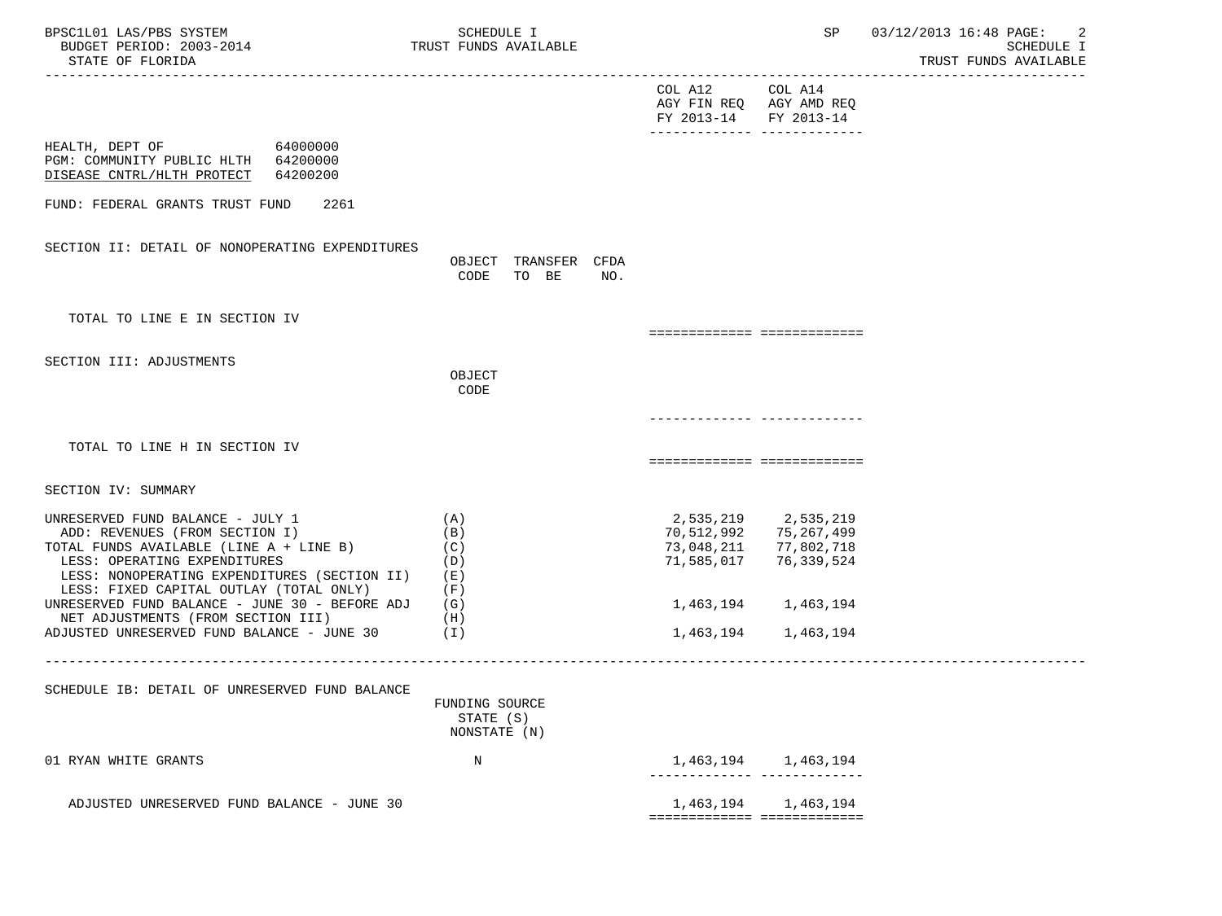| | | COL A12 AGY FIN REQ FY 2013-14 | COL A14 AGY AMD REQ FY 2013-14 |
|---|---|---|---|

HEALTH, DEPT OF 64000000
PGM: COMMUNITY PUBLIC HLTH 64200000
DISEASE CNTRL/HLTH PROTECT 64200200

FUND: FEDERAL GRANTS TRUST FUND 2261

SECTION II: DETAIL OF NONOPERATING EXPENDITURES

| | OBJECT CODE | TRANSFER TO BE | CFDA NO. | | |
|---|---|---|---|---|---|
| TOTAL TO LINE E IN SECTION IV | | | | | |

SECTION III: ADJUSTMENTS

| | OBJECT CODE | | |
|---|---|---|---|
| TOTAL TO LINE H IN SECTION IV | | | |

SECTION IV: SUMMARY

| | | COL A12 | COL A14 |
|---|---|---|---|
| UNRESERVED FUND BALANCE - JULY 1 | (A) | 2,535,219 | 2,535,219 |
| ADD: REVENUES (FROM SECTION I) | (B) | 70,512,992 | 75,267,499 |
| TOTAL FUNDS AVAILABLE (LINE A + LINE B) | (C) | 73,048,211 | 77,802,718 |
| LESS: OPERATING EXPENDITURES | (D) | 71,585,017 | 76,339,524 |
| LESS: NONOPERATING EXPENDITURES (SECTION II) | (E) | | |
| LESS: FIXED CAPITAL OUTLAY (TOTAL ONLY) | (F) | | |
| UNRESERVED FUND BALANCE - JUNE 30 - BEFORE ADJ | (G) | 1,463,194 | 1,463,194 |
| NET ADJUSTMENTS (FROM SECTION III) | (H) | | |
| ADJUSTED UNRESERVED FUND BALANCE - JUNE 30 | (I) | 1,463,194 | 1,463,194 |

SCHEDULE IB: DETAIL OF UNRESERVED FUND BALANCE

| | FUNDING SOURCE STATE (S) NONSTATE (N) | COL A12 | COL A14 |
|---|---|---|---|
| 01 RYAN WHITE GRANTS | N | 1,463,194 | 1,463,194 |
| ADJUSTED UNRESERVED FUND BALANCE - JUNE 30 | | 1,463,194 | 1,463,194 |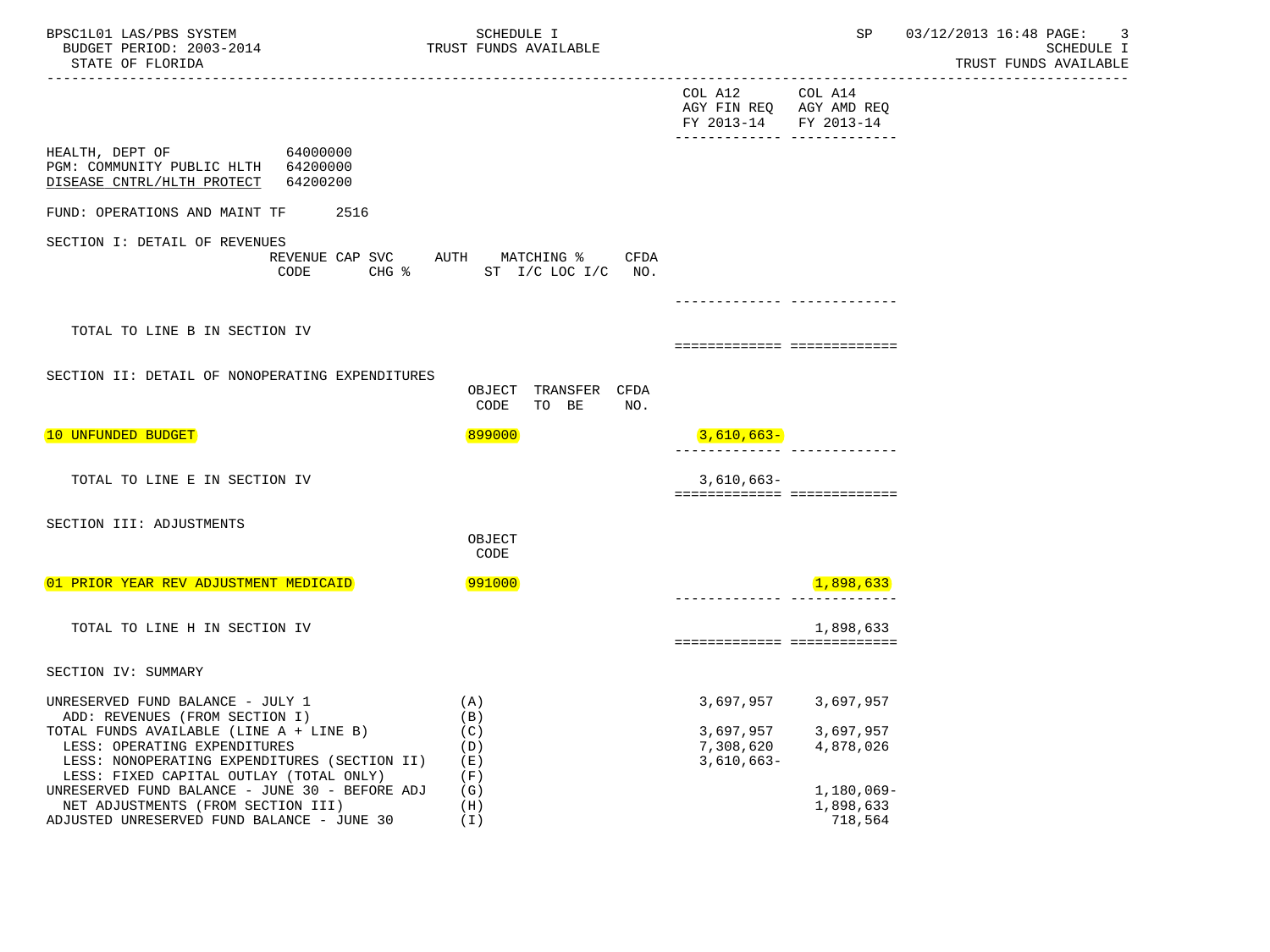SCHEDULE I
TRUST FUNDS AVAILABLE

| | COL A12 AGY FIN REQ FY 2013-14 | COL A14 AGY AMD REQ FY 2013-14 |
|---|---|---|

HEALTH, DEPT OF 64000000
PGM: COMMUNITY PUBLIC HLTH 64200000
DISEASE CNTRL/HLTH PROTECT 64200200

FUND: OPERATIONS AND MAINT TF 2516

SECTION I: DETAIL OF REVENUES

| REVENUE CODE | CAP SVC CHG % | AUTH ST | MATCHING % I/C LOC I/C | CFDA NO. | COL A12 | COL A14 |
|---|---|---|---|---|---|---|
| TOTAL TO LINE B IN SECTION IV | | | | | | |

SECTION II: DETAIL OF NONOPERATING EXPENDITURES

| | OBJECT CODE | TRANSFER TO BE | CFDA NO. | COL A12 | COL A14 |
|---|---|---|---|---|---|
| 10 UNFUNDED BUDGET | 899000 | | | 3,610,663- | |
| TOTAL TO LINE E IN SECTION IV | | | | 3,610,663- | |

SECTION III: ADJUSTMENTS

| | OBJECT CODE | COL A12 | COL A14 |
|---|---|---|---|
| 01 PRIOR YEAR REV ADJUSTMENT MEDICAID | 991000 | | 1,898,633 |
| TOTAL TO LINE H IN SECTION IV | | | 1,898,633 |

SECTION IV: SUMMARY

| | | COL A12 | COL A14 |
|---|---|---|---|
| UNRESERVED FUND BALANCE - JULY 1 | (A) | 3,697,957 | 3,697,957 |
| ADD: REVENUES (FROM SECTION I) | (B) | | |
| TOTAL FUNDS AVAILABLE (LINE A + LINE B) | (C) | 3,697,957 | 3,697,957 |
| LESS: OPERATING EXPENDITURES | (D) | 7,308,620 | 4,878,026 |
| LESS: NONOPERATING EXPENDITURES (SECTION II) | (E) | 3,610,663- | |
| LESS: FIXED CAPITAL OUTLAY (TOTAL ONLY) | (F) | | |
| UNRESERVED FUND BALANCE - JUNE 30 - BEFORE ADJ | (G) | | 1,180,069- |
| NET ADJUSTMENTS (FROM SECTION III) | (H) | | 1,898,633 |
| ADJUSTED UNRESERVED FUND BALANCE - JUNE 30 | (I) | | 718,564 |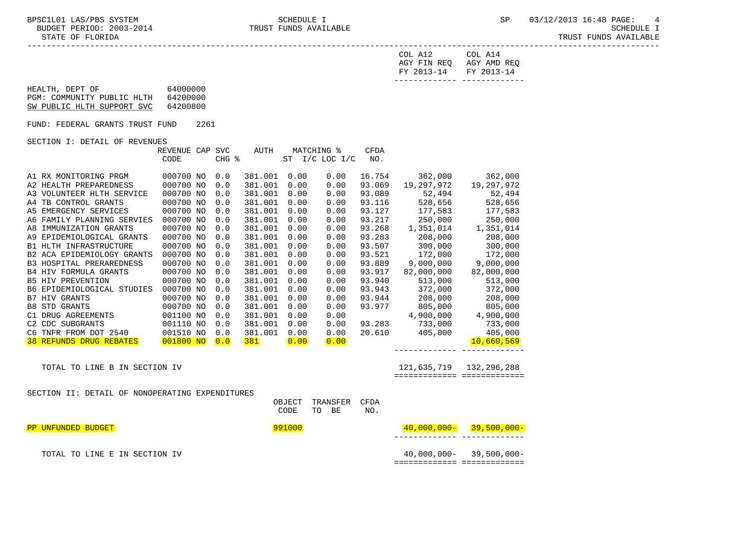COL A12 AGY FIN REQ FY 2013-14 | COL A14 AGY AMD REQ FY 2013-14

HEALTH, DEPT OF 64000000
PGM: COMMUNITY PUBLIC HLTH 64200000
SW PUBLIC HLTH SUPPORT SVC 64200800

FUND: FEDERAL GRANTS TRUST FUND 2261

SECTION I: DETAIL OF REVENUES

| | REVENUE CODE | CAP | SVC CHG % | AUTH | MATCHING % ST | MATCHING % I/C LOC I/C | CFDA NO. | COL A12 AGY FIN REQ FY 2013-14 | COL A14 AGY AMD REQ FY 2013-14 |
|---|---|---|---|---|---|---|---|---|---|
| A1 RX MONITORING PRGM | 000700 | NO | 0.0 | 381.001 | 0.00 | 0.00 | 16.754 | 362,000 | 362,000 |
| A2 HEALTH PREPAREDNESS | 000700 | NO | 0.0 | 381.001 | 0.00 | 0.00 | 93.069 | 19,297,972 | 19,297,972 |
| A3 VOLUNTEER HLTH SERVICE | 000700 | NO | 0.0 | 381.001 | 0.00 | 0.00 | 93.089 | 52,494 | 52,494 |
| A4 TB CONTROL GRANTS | 000700 | NO | 0.0 | 381.001 | 0.00 | 0.00 | 93.116 | 528,656 | 528,656 |
| A5 EMERGENCY SERVICES | 000700 | NO | 0.0 | 381.001 | 0.00 | 0.00 | 93.127 | 177,583 | 177,583 |
| A6 FAMILY PLANNING SERVIES | 000700 | NO | 0.0 | 381.001 | 0.00 | 0.00 | 93.217 | 250,000 | 250,000 |
| A8 IMMUNIZATION GRANTS | 000700 | NO | 0.0 | 381.001 | 0.00 | 0.00 | 93.268 | 1,351,014 | 1,351,014 |
| A9 EPIDEMIOLOGICAL GRANTS | 000700 | NO | 0.0 | 381.001 | 0.00 | 0.00 | 93.283 | 208,000 | 208,000 |
| B1 HLTH INFRASTRUCTURE | 000700 | NO | 0.0 | 381.001 | 0.00 | 0.00 | 93.507 | 300,000 | 300,000 |
| B2 ACA EPIDEMIOLOGY GRANTS | 000700 | NO | 0.0 | 381.001 | 0.00 | 0.00 | 93.521 | 172,000 | 172,000 |
| B3 HOSPITAL PRERAREDNESS | 000700 | NO | 0.0 | 381.001 | 0.00 | 0.00 | 93.889 | 9,000,000 | 9,000,000 |
| B4 HIV FORMULA GRANTS | 000700 | NO | 0.0 | 381.001 | 0.00 | 0.00 | 93.917 | 82,000,000 | 82,000,000 |
| B5 HIV PREVENTION | 000700 | NO | 0.0 | 381.001 | 0.00 | 0.00 | 93.940 | 513,000 | 513,000 |
| B6 EPIDEMIOLOGICAL STUDIES | 000700 | NO | 0.0 | 381.001 | 0.00 | 0.00 | 93.943 | 372,000 | 372,000 |
| B7 HIV GRANTS | 000700 | NO | 0.0 | 381.001 | 0.00 | 0.00 | 93.944 | 208,000 | 208,000 |
| B8 STD GRANTS | 000700 | NO | 0.0 | 381.001 | 0.00 | 0.00 | 93.977 | 805,000 | 805,000 |
| C1 DRUG AGREEMENTS | 001100 | NO | 0.0 | 381.001 | 0.00 | 0.00 | | 4,900,000 | 4,900,000 |
| C2 CDC SUBGRANTS | 001110 | NO | 0.0 | 381.001 | 0.00 | 0.00 | 93.283 | 733,000 | 733,000 |
| C6 TNFR FROM DOT 2540 | 001510 | NO | 0.0 | 381.001 | 0.00 | 0.00 | 20.610 | 405,000 | 405,000 |
| 38 REFUNDS DRUG REBATES | 001800 | NO | 0.0 | 381 | 0.00 | 0.00 | | | 10,660,569 |
| TOTAL TO LINE B IN SECTION IV | | | | | | | | 121,635,719 | 132,296,288 |

SECTION II: DETAIL OF NONOPERATING EXPENDITURES

| | OBJECT CODE | TRANSFER TO | BE | CFDA NO. | COL A12 AGY FIN REQ FY 2013-14 | COL A14 AGY AMD REQ FY 2013-14 |
|---|---|---|---|---|---|---|
| PP UNFUNDED BUDGET | 991000 | | | | 40,000,000- | 39,500,000- |
| TOTAL TO LINE E IN SECTION IV | | | | | 40,000,000- | 39,500,000- |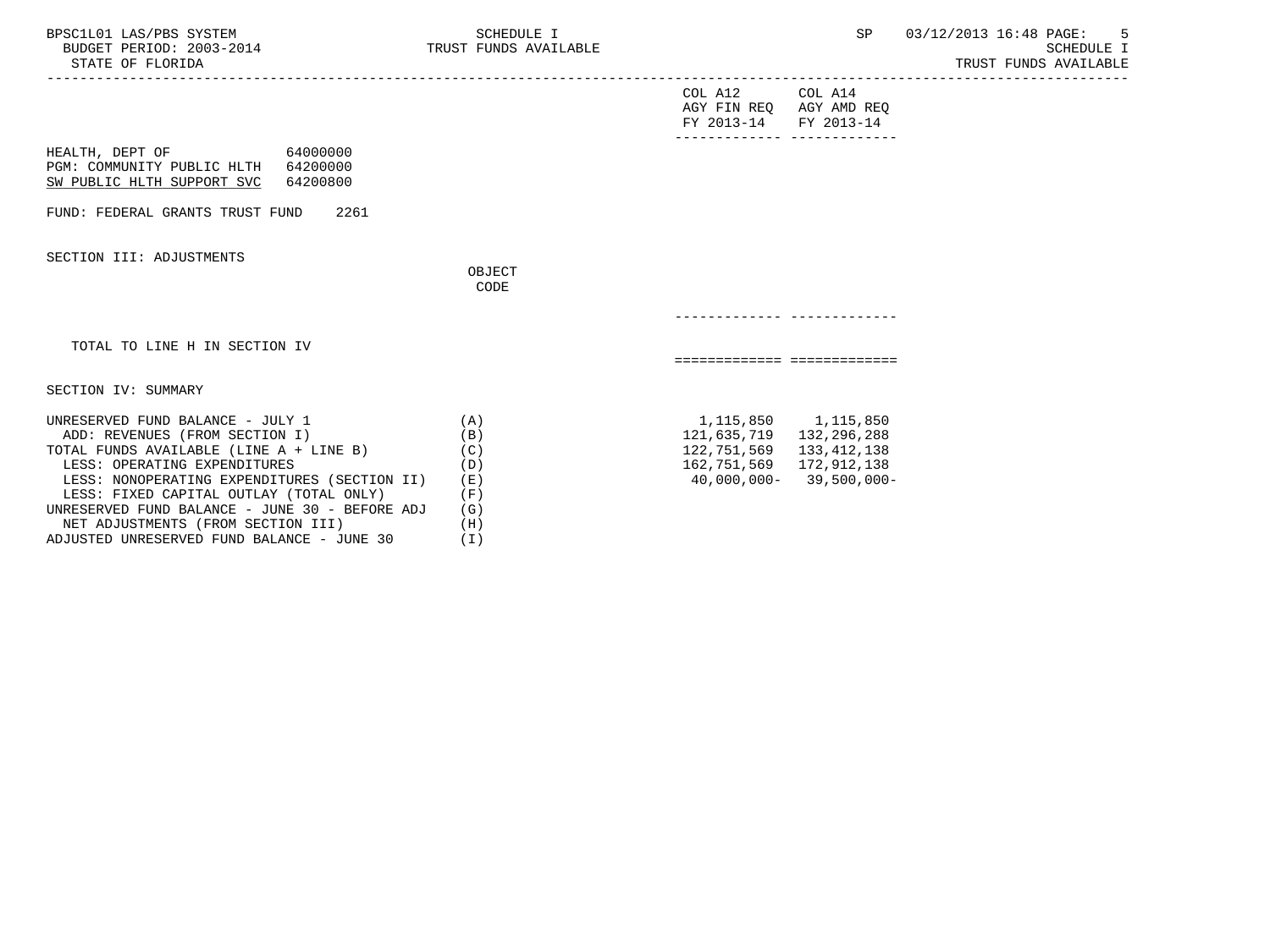SCHEDULE I
TRUST FUNDS AVAILABLE

| | | COL A12 AGY FIN REQ FY 2013-14 | COL A14 AGY AMD REQ FY 2013-14 |
|---|---|---|---|

HEALTH, DEPT OF 64000000
PGM: COMMUNITY PUBLIC HLTH 64200000
SW PUBLIC HLTH SUPPORT SVC 64200800

FUND: FEDERAL GRANTS TRUST FUND 2261

SECTION III: ADJUSTMENTS

| | OBJECT CODE | COL A12 | COL A14 |
|---|---|---|---|
| TOTAL TO LINE H IN SECTION IV | | | |

SECTION IV: SUMMARY

| | | COL A12 AGY FIN REQ FY 2013-14 | COL A14 AGY AMD REQ FY 2013-14 |
|---|---|---|---|
| UNRESERVED FUND BALANCE - JULY 1 | (A) | 1,115,850 | 1,115,850 |
| ADD: REVENUES (FROM SECTION I) | (B) | 121,635,719 | 132,296,288 |
| TOTAL FUNDS AVAILABLE (LINE A + LINE B) | (C) | 122,751,569 | 133,412,138 |
| LESS: OPERATING EXPENDITURES | (D) | 162,751,569 | 172,912,138 |
| LESS: NONOPERATING EXPENDITURES (SECTION II) | (E) | 40,000,000- | 39,500,000- |
| LESS: FIXED CAPITAL OUTLAY (TOTAL ONLY) | (F) | | |
| UNRESERVED FUND BALANCE - JUNE 30 - BEFORE ADJ | (G) | | |
| NET ADJUSTMENTS (FROM SECTION III) | (H) | | |
| ADJUSTED UNRESERVED FUND BALANCE - JUNE 30 | (I) | | |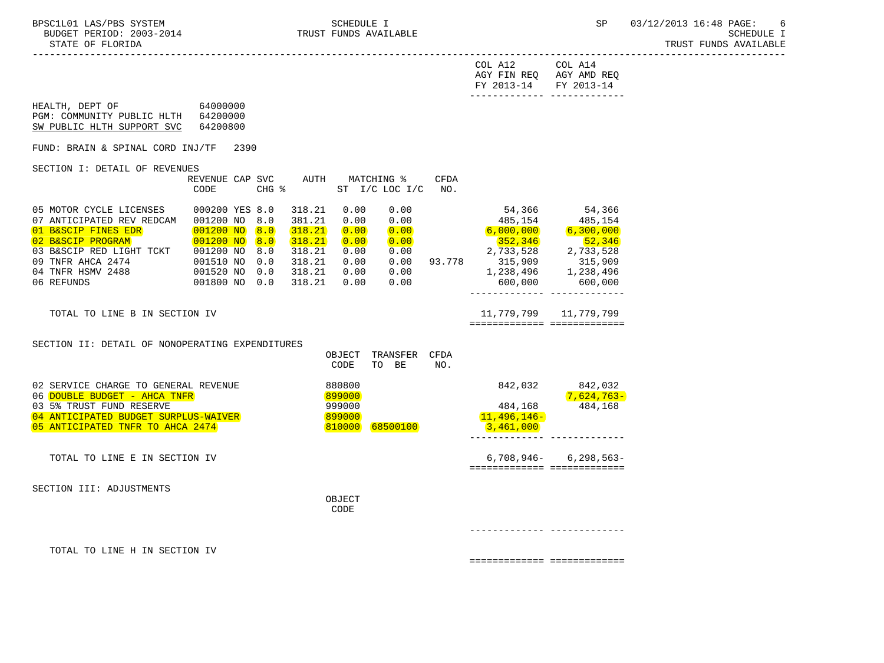SCHEDULE I
TRUST FUNDS AVAILABLE

BPSC1L01 LAS/PBS SYSTEM
BUDGET PERIOD: 2003-2014
STATE OF FLORIDA

SP 03/12/2013 16:48

| | COL A12 AGY FIN REQ FY 2013-14 | COL A14 AGY AMD REQ FY 2013-14 |
|---|---|---|

HEALTH, DEPT OF 64000000
PGM: COMMUNITY PUBLIC HLTH 64200000
SW PUBLIC HLTH SUPPORT SVC 64200800

FUND: BRAIN & SPINAL CORD INJ/TF 2390

SECTION I: DETAIL OF REVENUES

| | REVENUE CODE | CAP | SVC CHG % | AUTH | MATCHING % ST | I/C | LOC I/C | CFDA NO. | COL A12 | COL A14 |
|---|---|---|---|---|---|---|---|---|---|---|
| 05 MOTOR CYCLE LICENSES | 000200 | YES | 8.0 | 318.21 | 0.00 | | 0.00 | | 54,366 | 54,366 |
| 07 ANTICIPATED REV REDCAM | 001200 | NO | 8.0 | 381.21 | 0.00 | | 0.00 | | 485,154 | 485,154 |
| 01 B&SCIP FINES EDR | 001200 | NO | 8.0 | 318.21 | 0.00 | | 0.00 | | 6,000,000 | 6,300,000 |
| 02 B&SCIP PROGRAM | 001200 | NO | 8.0 | 318.21 | 0.00 | | 0.00 | | 352,346 | 52,346 |
| 03 B&SCIP RED LIGHT TCKT | 001200 | NO | 8.0 | 318.21 | 0.00 | | 0.00 | | 2,733,528 | 2,733,528 |
| 09 TNFR AHCA 2474 | 001510 | NO | 0.0 | 318.21 | 0.00 | | 0.00 | 93.778 | 315,909 | 315,909 |
| 04 TNFR HSMV 2488 | 001520 | NO | 0.0 | 318.21 | 0.00 | | 0.00 | | 1,238,496 | 1,238,496 |
| 06 REFUNDS | 001800 | NO | 0.0 | 318.21 | 0.00 | | 0.00 | | 600,000 | 600,000 |
| TOTAL TO LINE B IN SECTION IV | | | | | | | | | 11,779,799 | 11,779,799 |

SECTION II: DETAIL OF NONOPERATING EXPENDITURES

| | OBJECT CODE | TRANSFER TO BE | CFDA NO. | COL A12 | COL A14 |
|---|---|---|---|---|---|
| 02 SERVICE CHARGE TO GENERAL REVENUE | 880800 | | | 842,032 | 842,032 |
| 06 DOUBLE BUDGET - AHCA TNFR | 899000 | | | | 7,624,763- |
| 03 5% TRUST FUND RESERVE | 999000 | | | 484,168 | 484,168 |
| 04 ANTICIPATED BUDGET SURPLUS-WAIVER | 899000 | | | 11,496,146- | |
| 05 ANTICIPATED TNFR TO AHCA 2474 | 810000 | 68500100 | | 3,461,000 | |
| TOTAL TO LINE E IN SECTION IV | | | | 6,708,946- | 6,298,563- |

SECTION III: ADJUSTMENTS

| | OBJECT CODE | COL A12 | COL A14 |
|---|---|---|---|
| TOTAL TO LINE H IN SECTION IV | | | |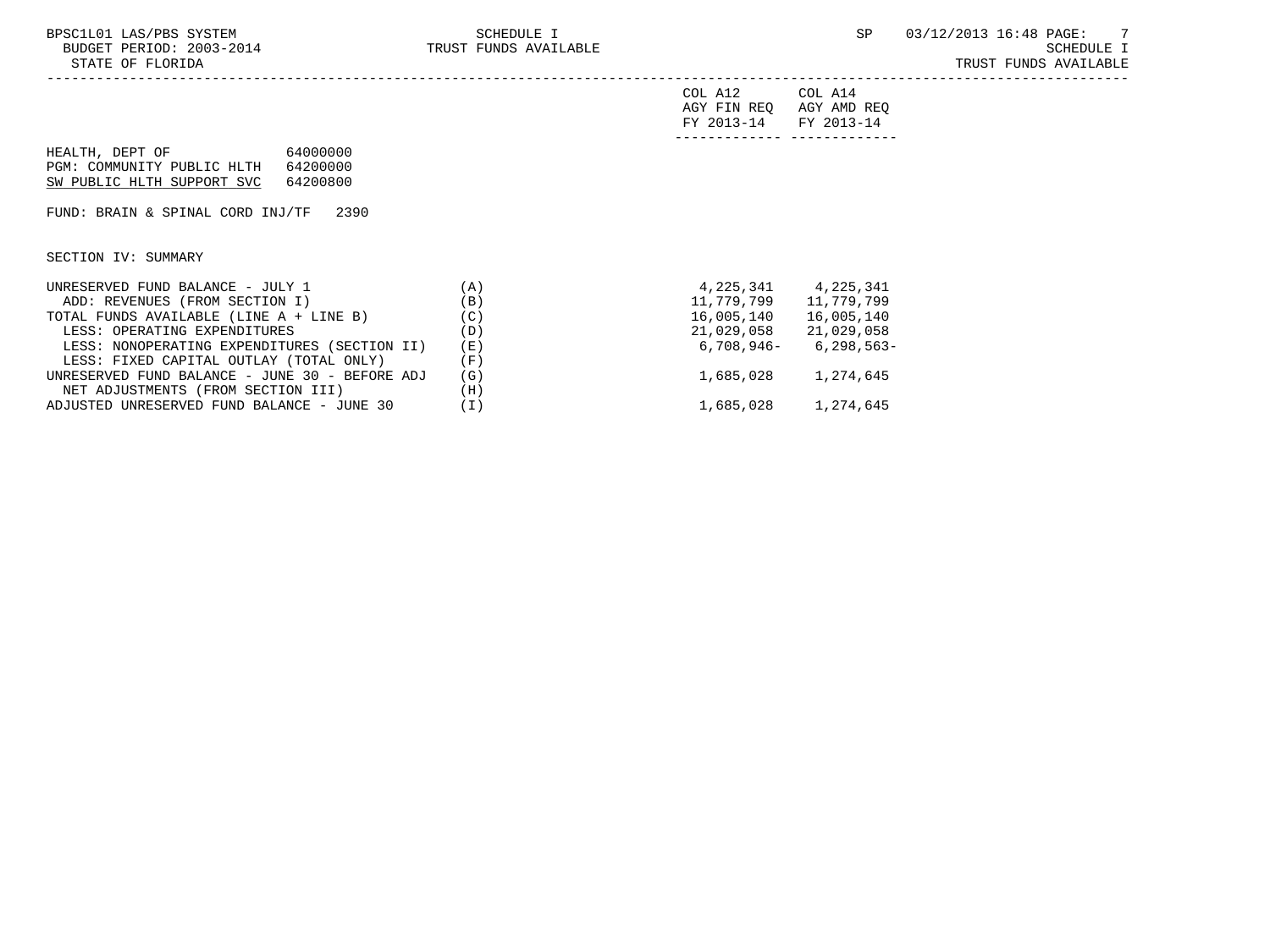HEALTH, DEPT OF 64000000
PGM: COMMUNITY PUBLIC HLTH 64200000
SW PUBLIC HLTH SUPPORT SVC 64200800

FUND: BRAIN & SPINAL CORD INJ/TF 2390

SECTION IV: SUMMARY

| | | COL A12 AGY FIN REQ FY 2013-14 | COL A14 AGY AMD REQ FY 2013-14 |
|---|---|---|---|
| UNRESERVED FUND BALANCE - JULY 1 | (A) | 4,225,341 | 4,225,341 |
| ADD: REVENUES (FROM SECTION I) | (B) | 11,779,799 | 11,779,799 |
| TOTAL FUNDS AVAILABLE (LINE A + LINE B) | (C) | 16,005,140 | 16,005,140 |
| LESS: OPERATING EXPENDITURES | (D) | 21,029,058 | 21,029,058 |
| LESS: NONOPERATING EXPENDITURES (SECTION II) | (E) | 6,708,946- | 6,298,563- |
| LESS: FIXED CAPITAL OUTLAY (TOTAL ONLY) | (F) | | |
| UNRESERVED FUND BALANCE - JUNE 30 - BEFORE ADJ | (G) | 1,685,028 | 1,274,645 |
| NET ADJUSTMENTS (FROM SECTION III) | (H) | | |
| ADJUSTED UNRESERVED FUND BALANCE - JUNE 30 | (I) | 1,685,028 | 1,274,645 |